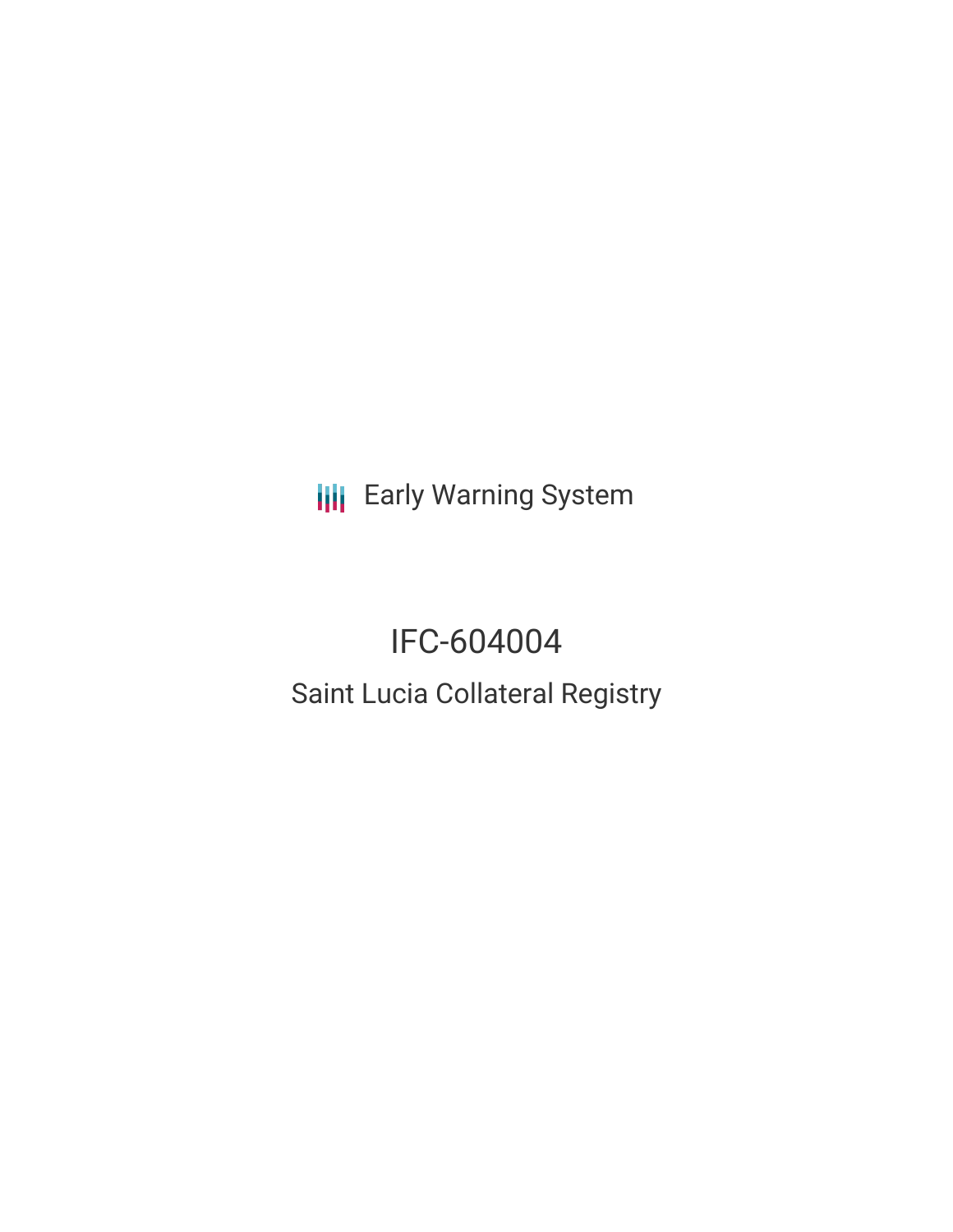Early Warning System

# IFC-604004

## Saint Lucia Collateral Registry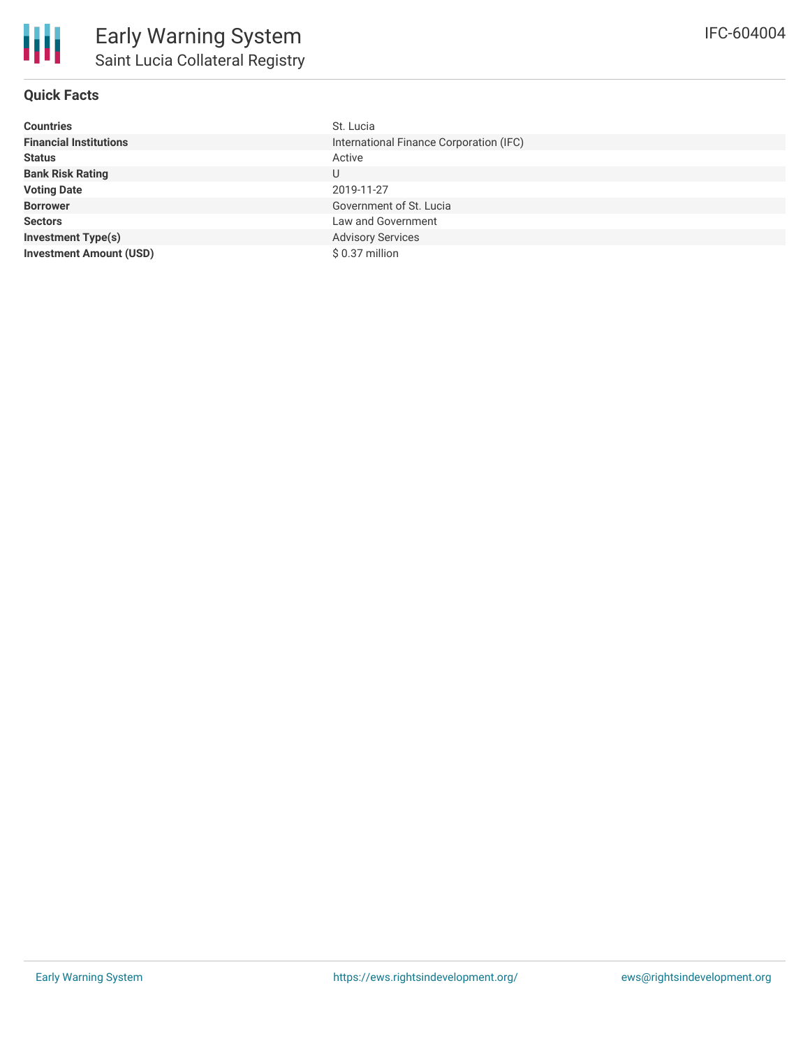# Early Warning System

## Saint Lucia Collateral Registry

IFC-604004

### Quick Facts

| | |
|---|---|
| **Countries** | St. Lucia |
| **Financial Institutions** | International Finance Corporation (IFC) |
| **Status** | Active |
| **Bank Risk Rating** | U |
| **Voting Date** | 2019-11-27 |
| **Borrower** | Government of St. Lucia |
| **Sectors** | Law and Government |
| **Investment Type(s)** | Advisory Services |
| **Investment Amount (USD)** | $ 0.37 million |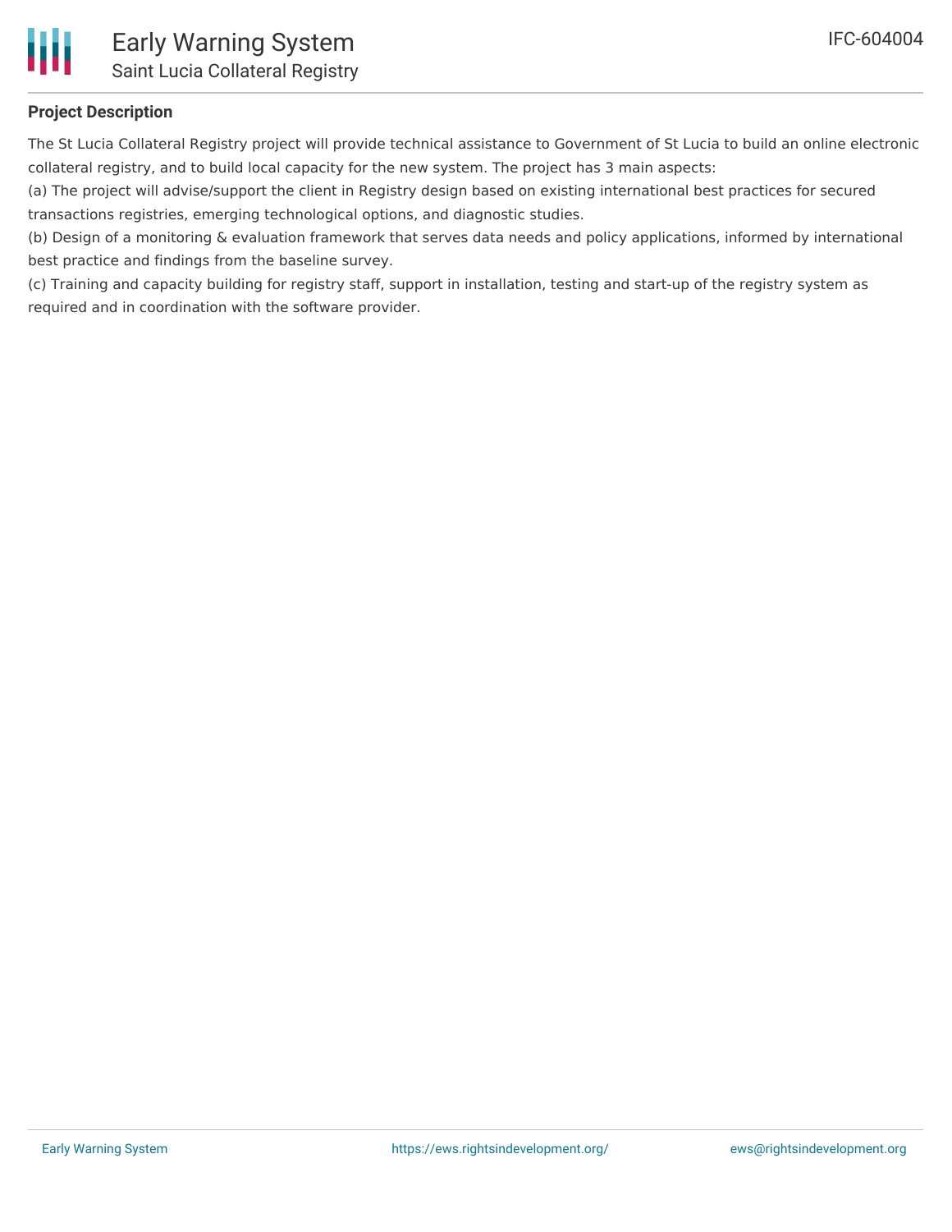## Project Description

The St Lucia Collateral Registry project will provide technical assistance to Government of St Lucia to build an online electronic collateral registry, and to build local capacity for the new system. The project has 3 main aspects:

(a) The project will advise/support the client in Registry design based on existing international best practices for secured transactions registries, emerging technological options, and diagnostic studies.

(b) Design of a monitoring & evaluation framework that serves data needs and policy applications, informed by international best practice and findings from the baseline survey.

(c) Training and capacity building for registry staff, support in installation, testing and start-up of the registry system as required and in coordination with the software provider.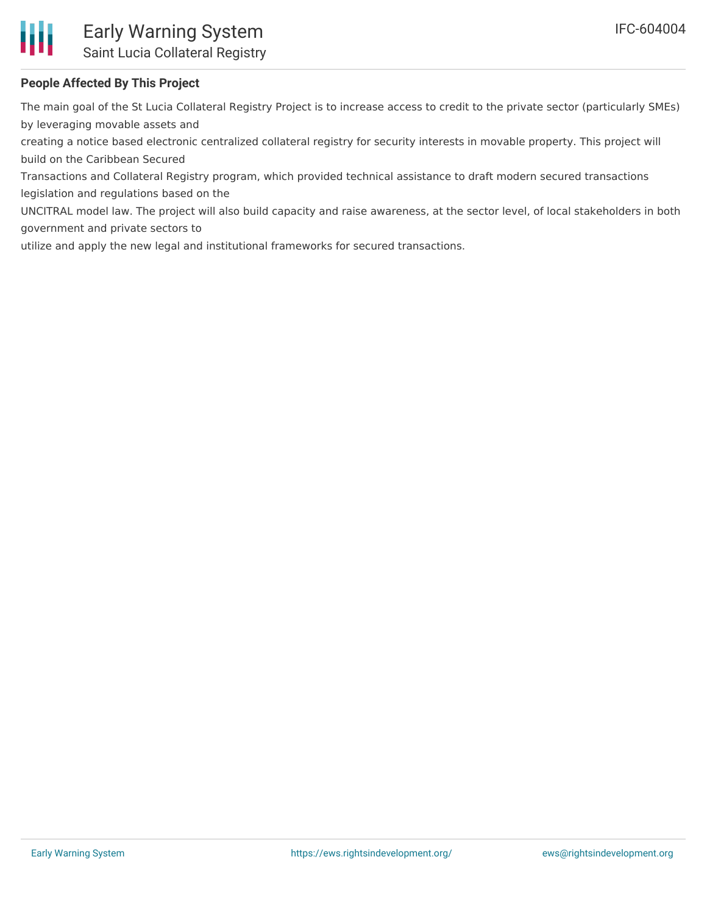## People Affected By This Project

The main goal of the St Lucia Collateral Registry Project is to increase access to credit to the private sector (particularly SMEs) by leveraging movable assets and creating a notice based electronic centralized collateral registry for security interests in movable property. This project will build on the Caribbean Secured Transactions and Collateral Registry program, which provided technical assistance to draft modern secured transactions legislation and regulations based on the UNCITRAL model law. The project will also build capacity and raise awareness, at the sector level, of local stakeholders in both government and private sectors to utilize and apply the new legal and institutional frameworks for secured transactions.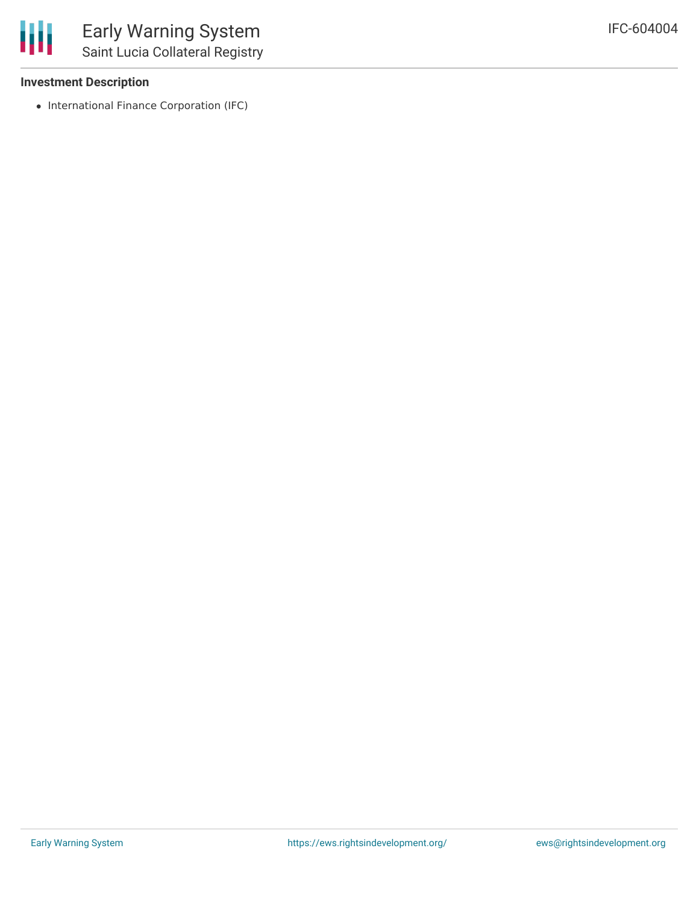**Investment Description**

- International Finance Corporation (IFC)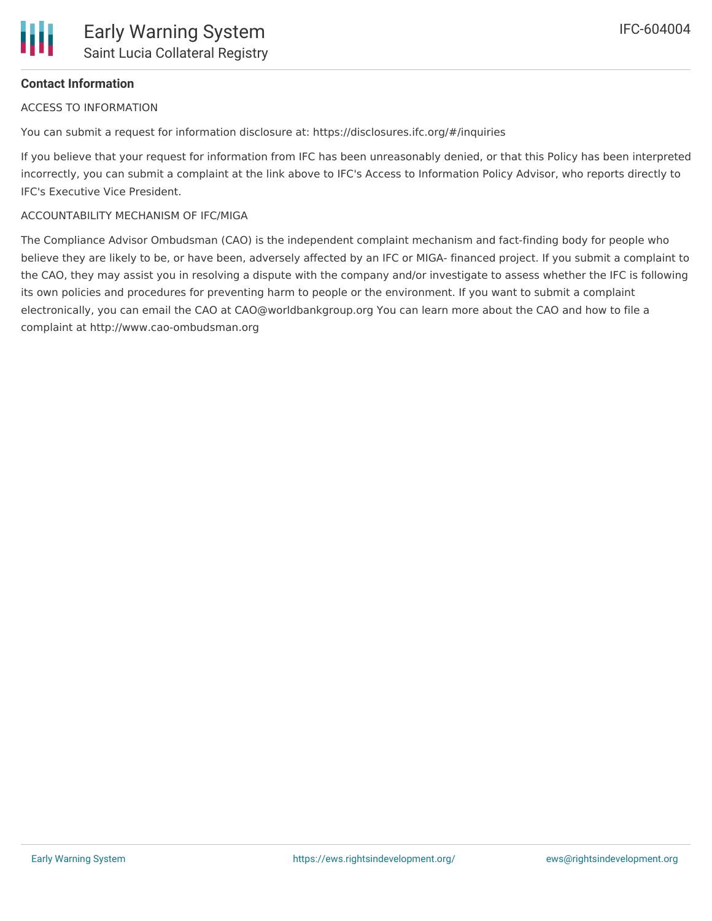## Contact Information

ACCESS TO INFORMATION

You can submit a request for information disclosure at: https://disclosures.ifc.org/#/inquiries

If you believe that your request for information from IFC has been unreasonably denied, or that this Policy has been interpreted incorrectly, you can submit a complaint at the link above to IFC's Access to Information Policy Advisor, who reports directly to IFC's Executive Vice President.

ACCOUNTABILITY MECHANISM OF IFC/MIGA

The Compliance Advisor Ombudsman (CAO) is the independent complaint mechanism and fact-finding body for people who believe they are likely to be, or have been, adversely affected by an IFC or MIGA- financed project. If you submit a complaint to the CAO, they may assist you in resolving a dispute with the company and/or investigate to assess whether the IFC is following its own policies and procedures for preventing harm to people or the environment. If you want to submit a complaint electronically, you can email the CAO at CAO@worldbankgroup.org You can learn more about the CAO and how to file a complaint at http://www.cao-ombudsman.org